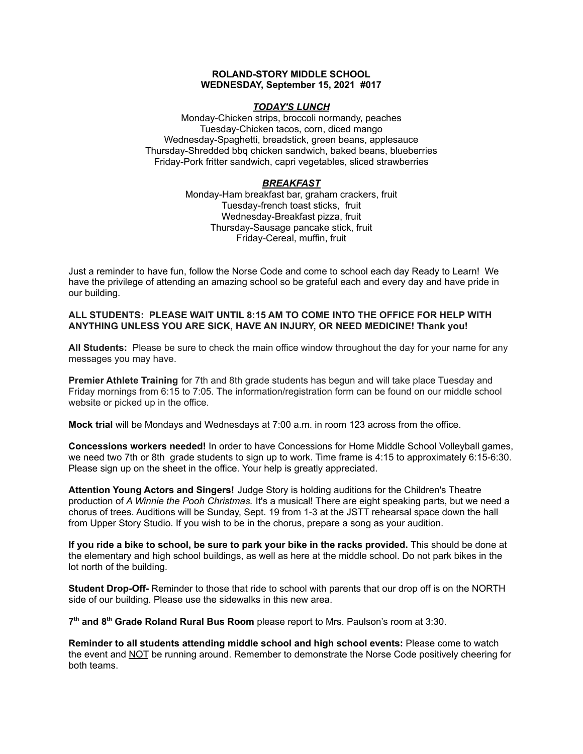**ROLAND-STORY MIDDLE SCHOOL**
**WEDNESDAY, September 15, 2021 #017**

***TODAY'S LUNCH***

Monday-Chicken strips, broccoli normandy, peaches
Tuesday-Chicken tacos, corn, diced mango
Wednesday-Spaghetti, breadstick, green beans, applesauce
Thursday-Shredded bbq chicken sandwich, baked beans, blueberries
Friday-Pork fritter sandwich, capri vegetables, sliced strawberries

***BREAKFAST***

Monday-Ham breakfast bar, graham crackers, fruit
Tuesday-french toast sticks, fruit
Wednesday-Breakfast pizza, fruit
Thursday-Sausage pancake stick, fruit
Friday-Cereal, muffin, fruit

Just a reminder to have fun, follow the Norse Code and come to school each day Ready to Learn! We have the privilege of attending an amazing school so be grateful each and every day and have pride in our building.

**ALL STUDENTS: PLEASE WAIT UNTIL 8:15 AM TO COME INTO THE OFFICE FOR HELP WITH ANYTHING UNLESS YOU ARE SICK, HAVE AN INJURY, OR NEED MEDICINE! Thank you!**

**All Students:** Please be sure to check the main office window throughout the day for your name for any messages you may have.

**Premier Athlete Training** for 7th and 8th grade students has begun and will take place Tuesday and Friday mornings from 6:15 to 7:05. The information/registration form can be found on our middle school website or picked up in the office.

**Mock trial** will be Mondays and Wednesdays at 7:00 a.m. in room 123 across from the office.

**Concessions workers needed!** In order to have Concessions for Home Middle School Volleyball games, we need two 7th or 8th grade students to sign up to work. Time frame is 4:15 to approximately 6:15-6:30. Please sign up on the sheet in the office. Your help is greatly appreciated.

**Attention Young Actors and Singers!** Judge Story is holding auditions for the Children's Theatre production of *A Winnie the Pooh Christmas.* It's a musical! There are eight speaking parts, but we need a chorus of trees. Auditions will be Sunday, Sept. 19 from 1-3 at the JSTT rehearsal space down the hall from Upper Story Studio. If you wish to be in the chorus, prepare a song as your audition.

**If you ride a bike to school, be sure to park your bike in the racks provided.** This should be done at the elementary and high school buildings, as well as here at the middle school. Do not park bikes in the lot north of the building.

**Student Drop-Off-** Reminder to those that ride to school with parents that our drop off is on the NORTH side of our building. Please use the sidewalks in this new area.

**7th and 8th Grade Roland Rural Bus Room** please report to Mrs. Paulson's room at 3:30.

**Reminder to all students attending middle school and high school events:** Please come to watch the event and NOT be running around. Remember to demonstrate the Norse Code positively cheering for both teams.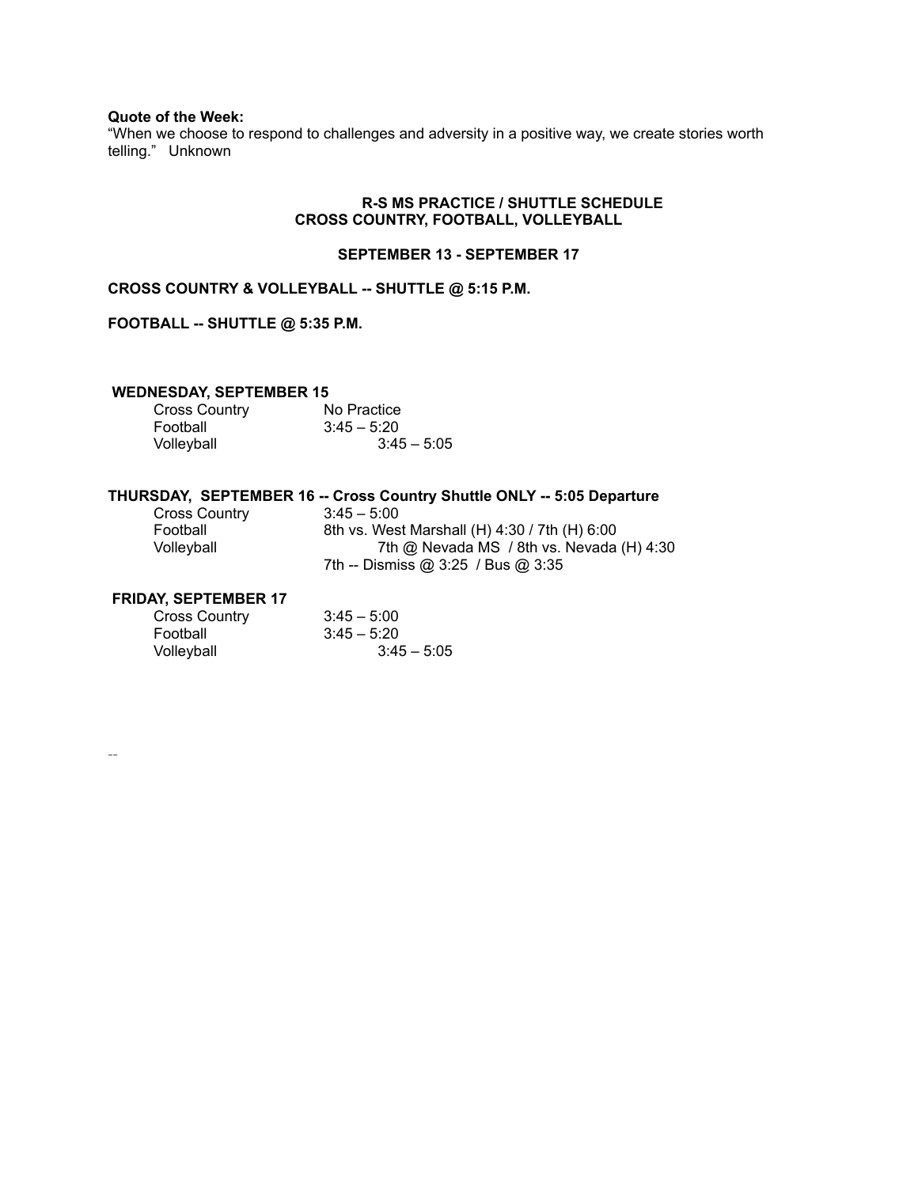**Quote of the Week:**
"When we choose to respond to challenges and adversity in a positive way, we create stories worth telling." Unknown

**R-S MS PRACTICE / SHUTTLE SCHEDULE**
**CROSS COUNTRY, FOOTBALL, VOLLEYBALL**

**SEPTEMBER 13 - SEPTEMBER 17**

**CROSS COUNTRY & VOLLEYBALL -- SHUTTLE @ 5:15 P.M.**

**FOOTBALL -- SHUTTLE @ 5:35 P.M.**

**WEDNESDAY, SEPTEMBER 15**

| | |
|---|---|
| Cross Country | No Practice |
| Football | 3:45 – 5:20 |
| Volleyball | 3:45 – 5:05 |

**THURSDAY, SEPTEMBER 16 -- Cross Country Shuttle ONLY -- 5:05 Departure**

| | |
|---|---|
| Cross Country | 3:45 – 5:00 |
| Football | 8th vs. West Marshall (H) 4:30 / 7th (H) 6:00 |
| Volleyball | 7th @ Nevada MS / 8th vs. Nevada (H) 4:30 |
| | 7th -- Dismiss @ 3:25 / Bus @ 3:35 |

**FRIDAY, SEPTEMBER 17**

| | |
|---|---|
| Cross Country | 3:45 – 5:00 |
| Football | 3:45 – 5:20 |
| Volleyball | 3:45 – 5:05 |

--